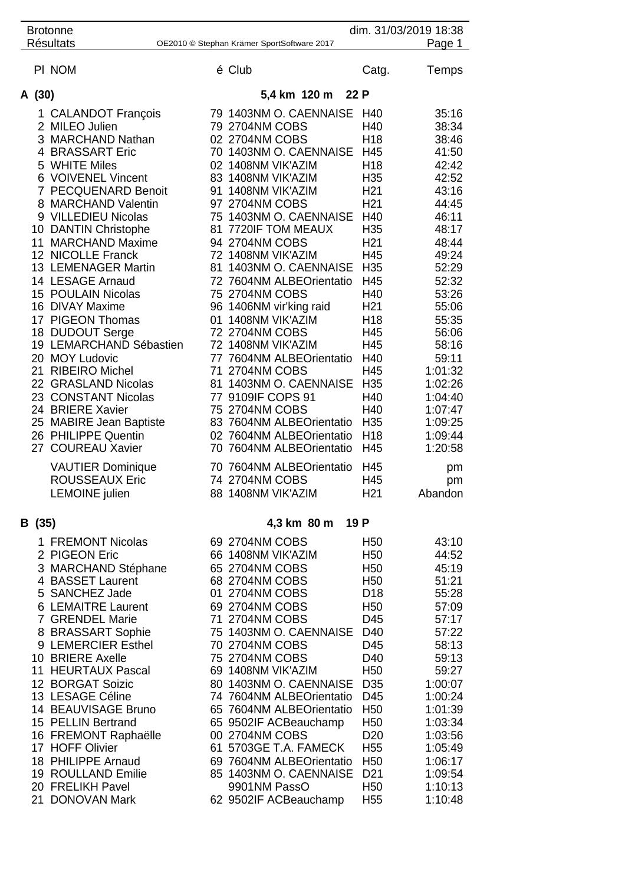Brotonne
Résultats

OE2010 © Stephan Krämer SportSoftware 2017

dim. 31/03/2019 18:38

## A (30) — 5,4 km 120 m 22 P

| Pl | NOM | é | Club | Catg. | Temps |
|---|---|---|---|---|---|
| 1 | CALANDOT François | 79 | 1403NM O. CAENNAISE | H40 | 35:16 |
| 2 | MILEO Julien | 79 | 2704NM COBS | H40 | 38:34 |
| 3 | MARCHAND Nathan | 02 | 2704NM COBS | H18 | 38:46 |
| 4 | BRASSART Eric | 70 | 1403NM O. CAENNAISE | H45 | 41:50 |
| 5 | WHITE Miles | 02 | 1408NM VIK'AZIM | H18 | 42:42 |
| 6 | VOIVENEL Vincent | 83 | 1408NM VIK'AZIM | H35 | 42:52 |
| 7 | PECQUENARD Benoit | 91 | 1408NM VIK'AZIM | H21 | 43:16 |
| 8 | MARCHAND Valentin | 97 | 2704NM COBS | H21 | 44:45 |
| 9 | VILLEDIEU Nicolas | 75 | 1403NM O. CAENNAISE | H40 | 46:11 |
| 10 | DANTIN Christophe | 81 | 7720IF TOM MEAUX | H35 | 48:17 |
| 11 | MARCHAND Maxime | 94 | 2704NM COBS | H21 | 48:44 |
| 12 | NICOLLE Franck | 72 | 1408NM VIK'AZIM | H45 | 49:24 |
| 13 | LEMENAGER Martin | 81 | 1403NM O. CAENNAISE | H35 | 52:29 |
| 14 | LESAGE Arnaud | 72 | 7604NM ALBEOrientatio | H45 | 52:32 |
| 15 | POULAIN Nicolas | 75 | 2704NM COBS | H40 | 53:26 |
| 16 | DIVAY Maxime | 96 | 1406NM vir'king raid | H21 | 55:06 |
| 17 | PIGEON Thomas | 01 | 1408NM VIK'AZIM | H18 | 55:35 |
| 18 | DUDOUT Serge | 72 | 2704NM COBS | H45 | 56:06 |
| 19 | LEMARCHAND Sébastien | 72 | 1408NM VIK'AZIM | H45 | 58:16 |
| 20 | MOY Ludovic | 77 | 7604NM ALBEOrientatio | H40 | 59:11 |
| 21 | RIBEIRO Michel | 71 | 2704NM COBS | H45 | 1:01:32 |
| 22 | GRASLAND Nicolas | 81 | 1403NM O. CAENNAISE | H35 | 1:02:26 |
| 23 | CONSTANT Nicolas | 77 | 9109IF COPS 91 | H40 | 1:04:40 |
| 24 | BRIERE Xavier | 75 | 2704NM COBS | H40 | 1:07:47 |
| 25 | MABIRE Jean Baptiste | 83 | 7604NM ALBEOrientatio | H35 | 1:09:25 |
| 26 | PHILIPPE Quentin | 02 | 7604NM ALBEOrientatio | H18 | 1:09:44 |
| 27 | COUREAU Xavier | 70 | 7604NM ALBEOrientatio | H45 | 1:20:58 |
| | VAUTIER Dominique | 70 | 7604NM ALBEOrientatio | H45 | pm |
| | ROUSSEAUX Eric | 74 | 2704NM COBS | H45 | pm |
| | LEMOINE julien | 88 | 1408NM VIK'AZIM | H21 | Abandon |

## B (35) — 4,3 km 80 m 19 P

| Pl | NOM | é | Club | Catg. | Temps |
|---|---|---|---|---|---|
| 1 | FREMONT Nicolas | 69 | 2704NM COBS | H50 | 43:10 |
| 2 | PIGEON Eric | 66 | 1408NM VIK'AZIM | H50 | 44:52 |
| 3 | MARCHAND Stéphane | 65 | 2704NM COBS | H50 | 45:19 |
| 4 | BASSET Laurent | 68 | 2704NM COBS | H50 | 51:21 |
| 5 | SANCHEZ Jade | 01 | 2704NM COBS | D18 | 55:28 |
| 6 | LEMAITRE Laurent | 69 | 2704NM COBS | H50 | 57:09 |
| 7 | GRENDEL Marie | 71 | 2704NM COBS | D45 | 57:17 |
| 8 | BRASSART Sophie | 75 | 1403NM O. CAENNAISE | D40 | 57:22 |
| 9 | LEMERCIER Esthel | 70 | 2704NM COBS | D45 | 58:13 |
| 10 | BRIERE Axelle | 75 | 2704NM COBS | D40 | 59:13 |
| 11 | HEURTAUX Pascal | 69 | 1408NM VIK'AZIM | H50 | 59:27 |
| 12 | BORGAT Soizic | 80 | 1403NM O. CAENNAISE | D35 | 1:00:07 |
| 13 | LESAGE Céline | 74 | 7604NM ALBEOrientatio | D45 | 1:00:24 |
| 14 | BEAUVISAGE Bruno | 65 | 7604NM ALBEOrientatio | H50 | 1:01:39 |
| 15 | PELLIN Bertrand | 65 | 9502IF ACBeauchamp | H50 | 1:03:34 |
| 16 | FREMONT Raphaëlle | 00 | 2704NM COBS | D20 | 1:03:56 |
| 17 | HOFF Olivier | 61 | 5703GE T.A. FAMECK | H55 | 1:05:49 |
| 18 | PHILIPPE Arnaud | 69 | 7604NM ALBEOrientatio | H50 | 1:06:17 |
| 19 | ROULLAND Emilie | 85 | 1403NM O. CAENNAISE | D21 | 1:09:54 |
| 20 | FRELIKH Pavel | | 9901NM PassO | H50 | 1:10:13 |
| 21 | DONOVAN Mark | 62 | 9502IF ACBeauchamp | H55 | 1:10:48 |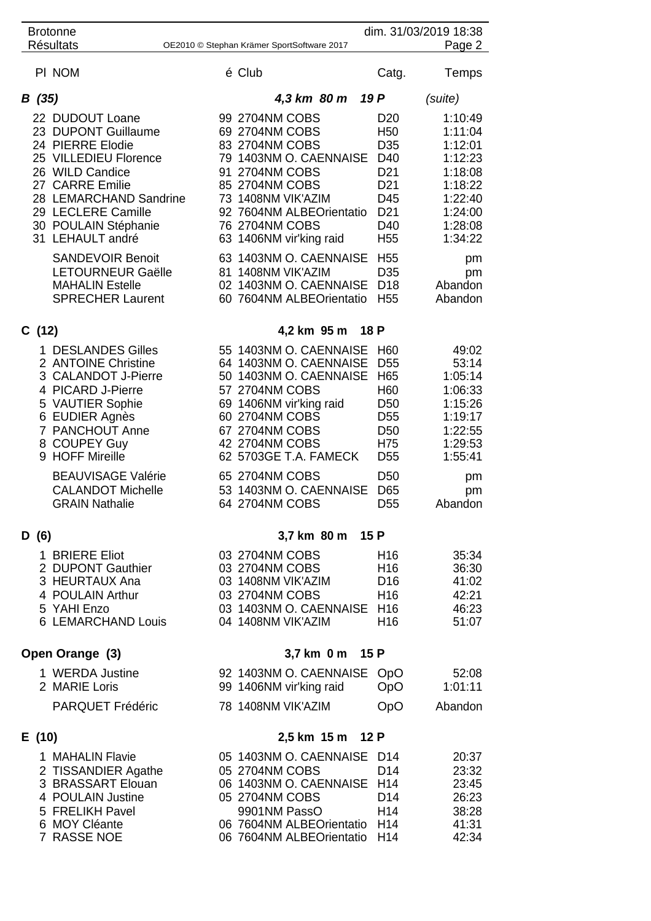| Pl | NOM | é | Club | Catg. | Temps |
|---|---|---|---|---|---|
| ***B (35)*** | | | ***4,3 km 80 m 19 P*** | | *(suite)* |
| 22 | DUDOUT Loane | 99 | 2704NM COBS | D20 | 1:10:49 |
| 23 | DUPONT Guillaume | 69 | 2704NM COBS | H50 | 1:11:04 |
| 24 | PIERRE Elodie | 83 | 2704NM COBS | D35 | 1:12:01 |
| 25 | VILLEDIEU Florence | 79 | 1403NM O. CAENNAISE | D40 | 1:12:23 |
| 26 | WILD Candice | 91 | 2704NM COBS | D21 | 1:18:08 |
| 27 | CARRE Emilie | 85 | 2704NM COBS | D21 | 1:18:22 |
| 28 | LEMARCHAND Sandrine | 73 | 1408NM VIK'AZIM | D45 | 1:22:40 |
| 29 | LECLERE Camille | 92 | 7604NM ALBEOrientatio | D21 | 1:24:00 |
| 30 | POULAIN Stéphanie | 76 | 2704NM COBS | D40 | 1:28:08 |
| 31 | LEHAULT andré | 63 | 1406NM vir'king raid | H55 | 1:34:22 |
| | SANDEVOIR Benoit | 63 | 1403NM O. CAENNAISE | H55 | pm |
| | LETOURNEUR Gaëlle | 81 | 1408NM VIK'AZIM | D35 | pm |
| | MAHALIN Estelle | 02 | 1403NM O. CAENNAISE | D18 | Abandon |
| | SPRECHER Laurent | 60 | 7604NM ALBEOrientatio | H55 | Abandon |
| **C (12)** | | | **4,2 km 95 m 18 P** | | |
| 1 | DESLANDES Gilles | 55 | 1403NM O. CAENNAISE | H60 | 49:02 |
| 2 | ANTOINE Christine | 64 | 1403NM O. CAENNAISE | D55 | 53:14 |
| 3 | CALANDOT J-Pierre | 50 | 1403NM O. CAENNAISE | H65 | 1:05:14 |
| 4 | PICARD J-Pierre | 57 | 2704NM COBS | H60 | 1:06:33 |
| 5 | VAUTIER Sophie | 69 | 1406NM vir'king raid | D50 | 1:15:26 |
| 6 | EUDIER Agnès | 60 | 2704NM COBS | D55 | 1:19:17 |
| 7 | PANCHOUT Anne | 67 | 2704NM COBS | D50 | 1:22:55 |
| 8 | COUPEY Guy | 42 | 2704NM COBS | H75 | 1:29:53 |
| 9 | HOFF Mireille | 62 | 5703GE T.A. FAMECK | D55 | 1:55:41 |
| | BEAUVISAGE Valérie | 65 | 2704NM COBS | D50 | pm |
| | CALANDOT Michelle | 53 | 1403NM O. CAENNAISE | D65 | pm |
| | GRAIN Nathalie | 64 | 2704NM COBS | D55 | Abandon |
| **D (6)** | | | **3,7 km 80 m 15 P** | | |
| 1 | BRIERE Eliot | 03 | 2704NM COBS | H16 | 35:34 |
| 2 | DUPONT Gauthier | 03 | 2704NM COBS | H16 | 36:30 |
| 3 | HEURTAUX Ana | 03 | 1408NM VIK'AZIM | D16 | 41:02 |
| 4 | POULAIN Arthur | 03 | 2704NM COBS | H16 | 42:21 |
| 5 | YAHI Enzo | 03 | 1403NM O. CAENNAISE | H16 | 46:23 |
| 6 | LEMARCHAND Louis | 04 | 1408NM VIK'AZIM | H16 | 51:07 |
| **Open Orange (3)** | | | **3,7 km 0 m 15 P** | | |
| 1 | WERDA Justine | 92 | 1403NM O. CAENNAISE | OpO | 52:08 |
| 2 | MARIE Loris | 99 | 1406NM vir'king raid | OpO | 1:01:11 |
| | PARQUET Frédéric | 78 | 1408NM VIK'AZIM | OpO | Abandon |
| **E (10)** | | | **2,5 km 15 m 12 P** | | |
| 1 | MAHALIN Flavie | 05 | 1403NM O. CAENNAISE | D14 | 20:37 |
| 2 | TISSANDIER Agathe | 05 | 2704NM COBS | D14 | 23:32 |
| 3 | BRASSART Elouan | 06 | 1403NM O. CAENNAISE | H14 | 23:45 |
| 4 | POULAIN Justine | 05 | 2704NM COBS | D14 | 26:23 |
| 5 | FRELIKH Pavel | | 9901NM PassO | H14 | 38:28 |
| 6 | MOY Cléante | 06 | 7604NM ALBEOrientatio | H14 | 41:31 |
| 7 | RASSE NOE | 06 | 7604NM ALBEOrientatio | H14 | 42:34 |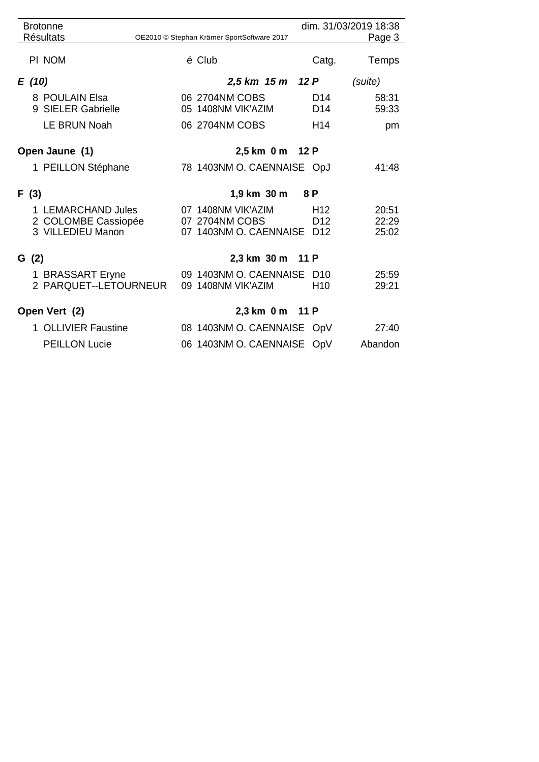| Pl | NOM | é | Club | Catg. | Temps |
|---|---|---|---|---|---|
| ***E (10)*** | | | ***2,5 km 15 m 12 P*** | | *(suite)* |
| 8 | POULAIN Elsa | 06 | 2704NM COBS | D14 | 58:31 |
| 9 | SIELER Gabrielle | 05 | 1408NM VIK'AZIM | D14 | 59:33 |
| | LE BRUN Noah | 06 | 2704NM COBS | H14 | pm |
| **Open Jaune (1)** | | | **2,5 km 0 m 12 P** | | |
| 1 | PEILLON Stéphane | 78 | 1403NM O. CAENNAISE | OpJ | 41:48 |
| **F (3)** | | | **1,9 km 30 m 8 P** | | |
| 1 | LEMARCHAND Jules | 07 | 1408NM VIK'AZIM | H12 | 20:51 |
| 2 | COLOMBE Cassiopée | 07 | 2704NM COBS | D12 | 22:29 |
| 3 | VILLEDIEU Manon | 07 | 1403NM O. CAENNAISE | D12 | 25:02 |
| **G (2)** | | | **2,3 km 30 m 11 P** | | |
| 1 | BRASSART Eryne | 09 | 1403NM O. CAENNAISE | D10 | 25:59 |
| 2 | PARQUET--LETOURNEUR | 09 | 1408NM VIK'AZIM | H10 | 29:21 |
| **Open Vert (2)** | | | **2,3 km 0 m 11 P** | | |
| 1 | OLLIVIER Faustine | 08 | 1403NM O. CAENNAISE | OpV | 27:40 |
| | PEILLON Lucie | 06 | 1403NM O. CAENNAISE | OpV | Abandon |